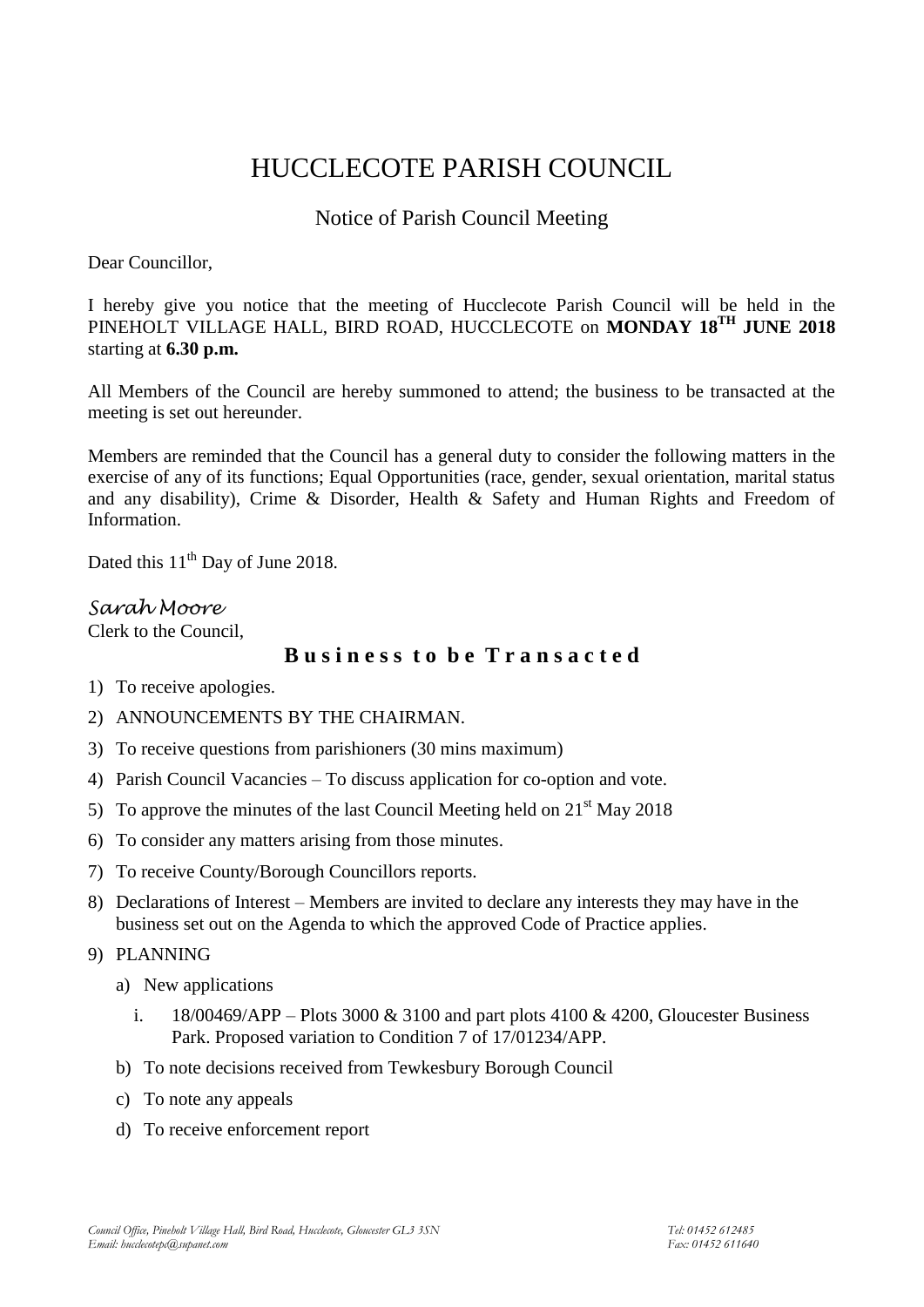# HUCCLECOTE PARISH COUNCIL

## Notice of Parish Council Meeting

Dear Councillor,

I hereby give you notice that the meeting of Hucclecote Parish Council will be held in the PINEHOLT VILLAGE HALL, BIRD ROAD, HUCCLECOTE on **MONDAY 18TH JUNE 2018** starting at **6.30 p.m.**

All Members of the Council are hereby summoned to attend; the business to be transacted at the meeting is set out hereunder.

Members are reminded that the Council has a general duty to consider the following matters in the exercise of any of its functions; Equal Opportunities (race, gender, sexual orientation, marital status and any disability), Crime & Disorder, Health & Safety and Human Rights and Freedom of Information.

Dated this 11th Day of June 2018.

*Sarah Moore*
Clerk to the Council,

### Business to be Transacted

1) To receive apologies.
2) ANNOUNCEMENTS BY THE CHAIRMAN.
3) To receive questions from parishioners (30 mins maximum)
4) Parish Council Vacancies – To discuss application for co-option and vote.
5) To approve the minutes of the last Council Meeting held on 21st May 2018
6) To consider any matters arising from those minutes.
7) To receive County/Borough Councillors reports.
8) Declarations of Interest – Members are invited to declare any interests they may have in the business set out on the Agenda to which the approved Code of Practice applies.
9) PLANNING
   a) New applications
      i. 18/00469/APP – Plots 3000 & 3100 and part plots 4100 & 4200, Gloucester Business Park. Proposed variation to Condition 7 of 17/01234/APP.
   b) To note decisions received from Tewkesbury Borough Council
   c) To note any appeals
   d) To receive enforcement report

*Council Office, Pineholt Village Hall, Bird Road, Hucclecote, Gloucester GL3 3SN* *Tel: 01452 612485*
*Email: hucclecotepc@supanet.com* *Fax: 01452 611640*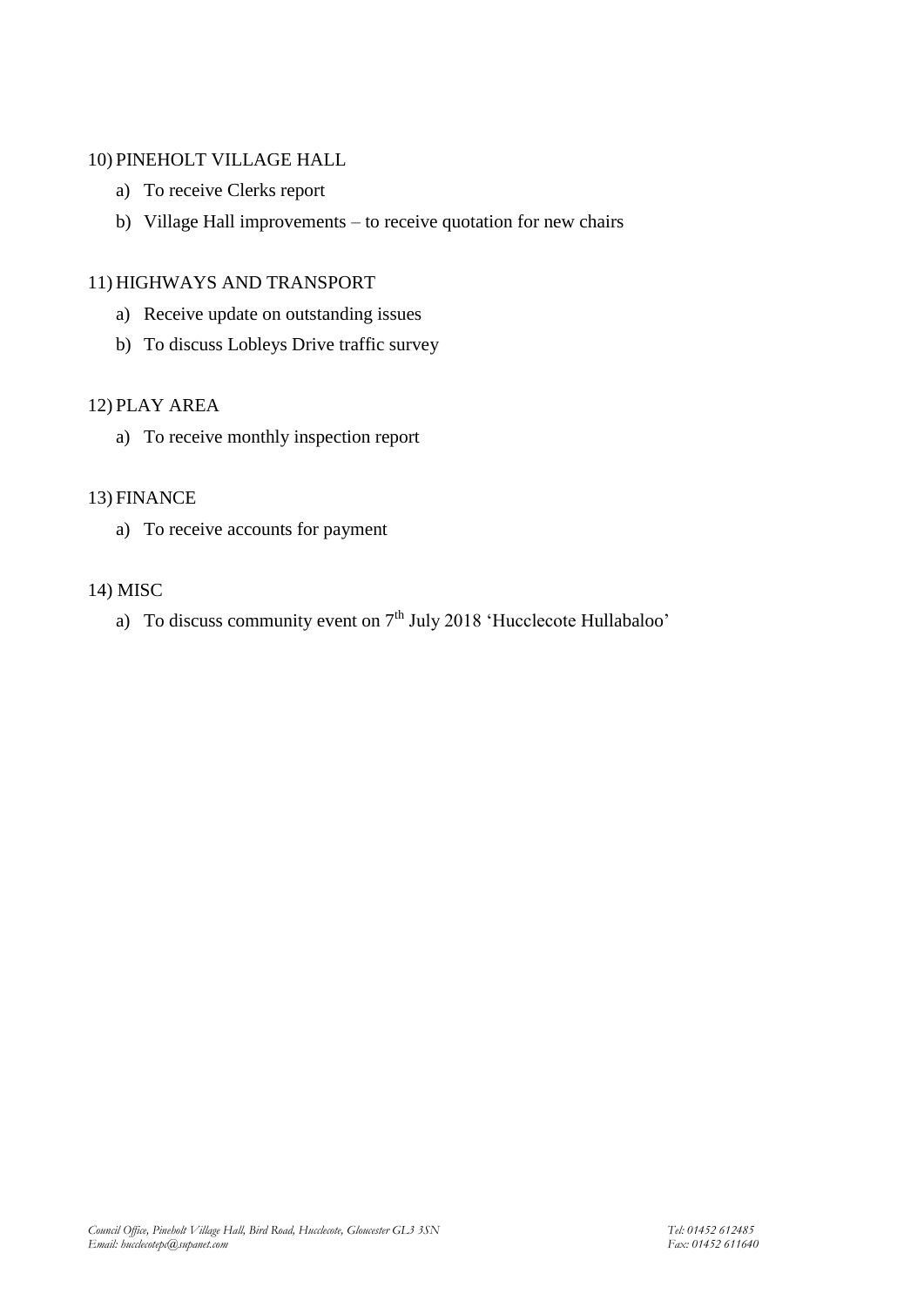10) PINEHOLT VILLAGE HALL

a) To receive Clerks report
b) Village Hall improvements – to receive quotation for new chairs

11) HIGHWAYS AND TRANSPORT

a) Receive update on outstanding issues
b) To discuss Lobleys Drive traffic survey

12) PLAY AREA

a) To receive monthly inspection report

13) FINANCE

a) To receive accounts for payment

14) MISC

a) To discuss community event on 7th July 2018 'Hucclecote Hullabaloo'